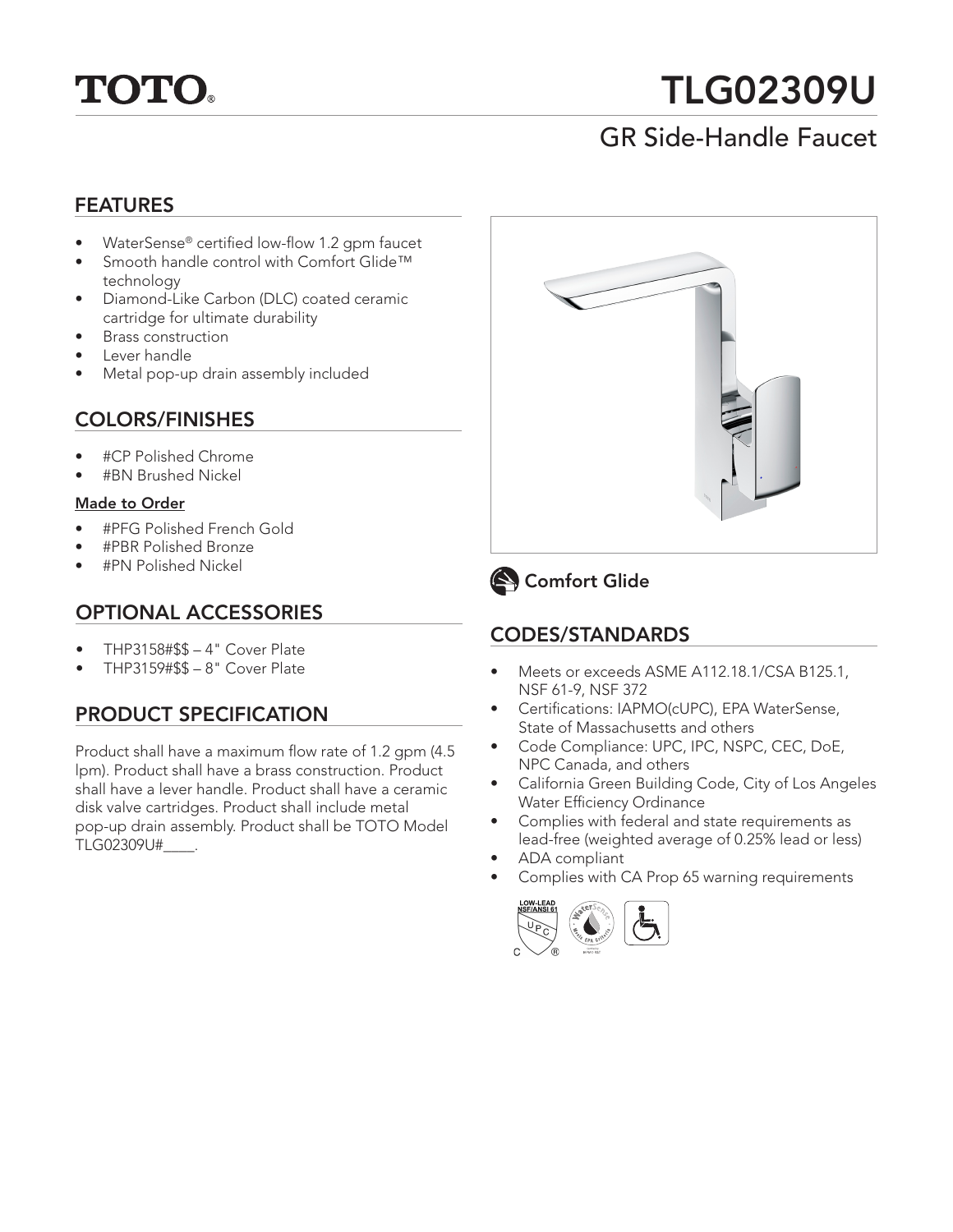TOTO®

# TLG02309U

## GR Side-Handle Faucet

## FEATURES

- WaterSense® certified low-flow 1.2 gpm faucet
- Smooth handle control with Comfort Glide™ technology
- Diamond-Like Carbon (DLC) coated ceramic cartridge for ultimate durability
- Brass construction
- Lever handle
- Metal pop-up drain assembly included

## COLORS/FINISHES

- #CP Polished Chrome
- #BN Brushed Nickel

**Made to Order**

- #PFG Polished French Gold
- #PBR Polished Bronze
- #PN Polished Nickel

## OPTIONAL ACCESSORIES

- THP3158#$$ – 4" Cover Plate
- THP3159#$$ – 8" Cover Plate

## PRODUCT SPECIFICATION

Product shall have a maximum flow rate of 1.2 gpm (4.5 lpm). Product shall have a brass construction. Product shall have a lever handle. Product shall have a ceramic disk valve cartridges. Product shall include metal pop-up drain assembly. Product shall be TOTO Model TLG02309U#____.

Comfort Glide

## CODES/STANDARDS

- Meets or exceeds ASME A112.18.1/CSA B125.1, NSF 61-9, NSF 372
- Certifications: IAPMO(cUPC), EPA WaterSense, State of Massachusetts and others
- Code Compliance: UPC, IPC, NSPC, CEC, DoE, NPC Canada, and others
- California Green Building Code, City of Los Angeles Water Efficiency Ordinance
- Complies with federal and state requirements as lead-free (weighted average of 0.25% lead or less)
- ADA compliant
- Complies with CA Prop 65 warning requirements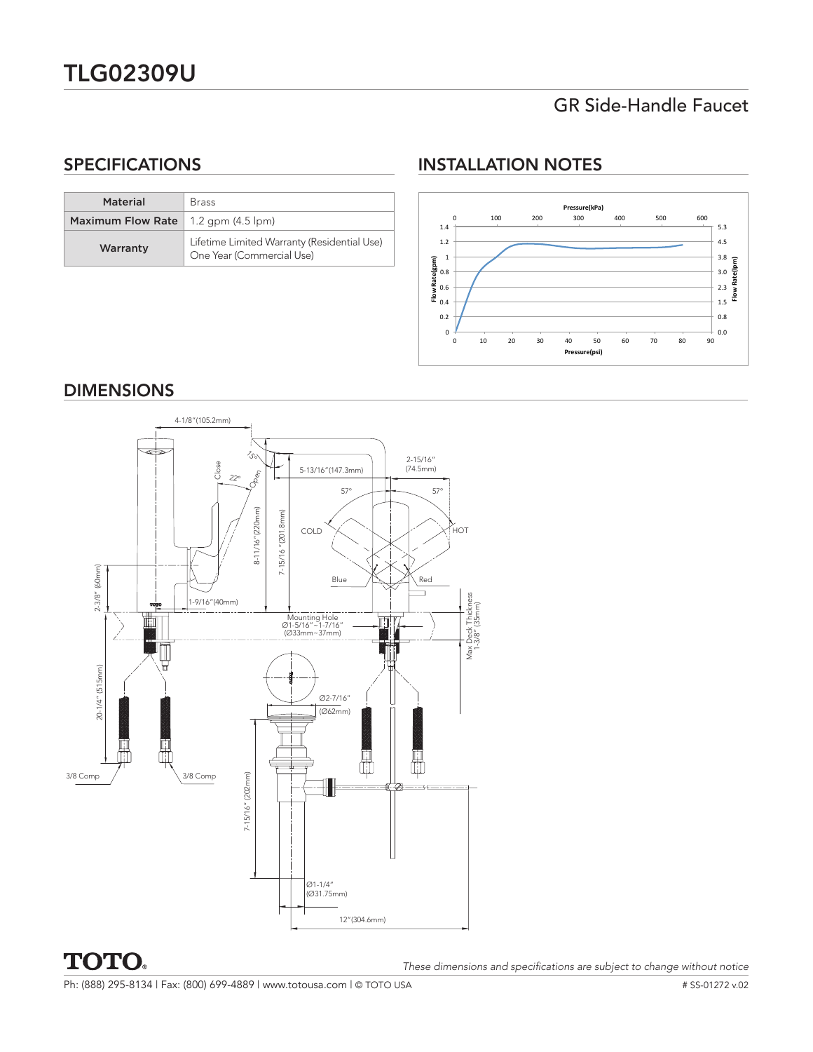# TLG02309U

## GR Side-Handle Faucet

## SPECIFICATIONS

| | |
|---|---|
| Material | Brass |
| Maximum Flow Rate | 1.2 gpm (4.5 lpm) |
| Warranty | Lifetime Limited Warranty (Residential Use)<br>One Year (Commercial Use) |

## INSTALLATION NOTES

Pressure(kPa)

0 100 200 300 400 500 600

Flow Rate(gpm)

1.4 1.2 1 0.8 0.6 0.4 0.2 0

Flow Rate(lpm)

5.3 4.5 3.8 3.0 2.3 1.5 0.8 0.0

0 10 20 30 40 50 60 70 80 90

Pressure(psi)

## DIMENSIONS

4-1/8"(105.2mm)

15°

Close

22°

Open

5-13/16"(147.3mm)

2-15/16" (74.5mm)

57°

57°

COLD

HOT

8-11/16"(220mm)

7-15/16"(201.8mm)

Blue

Red

2-3/8" (60mm)

1-9/16"(40mm)

Mounting Hole Ø1-5/16"~1-7/16" (Ø33mm~37mm)

Max Deck Thickness 1-3/8" (35mm)

20-1/4" (515mm)

Ø2-7/16" (Ø62mm)

3/8 Comp

3/8 Comp

7-15/16" (202mm)

Ø1-1/4" (Ø31.75mm)

12"(304.6mm)

*These dimensions and specifications are subject to change without notice*

Ph: (888) 295-8134 | Fax: (800) 699-4889 | www.totousa.com | © TOTO USA

# SS-01272 v.02